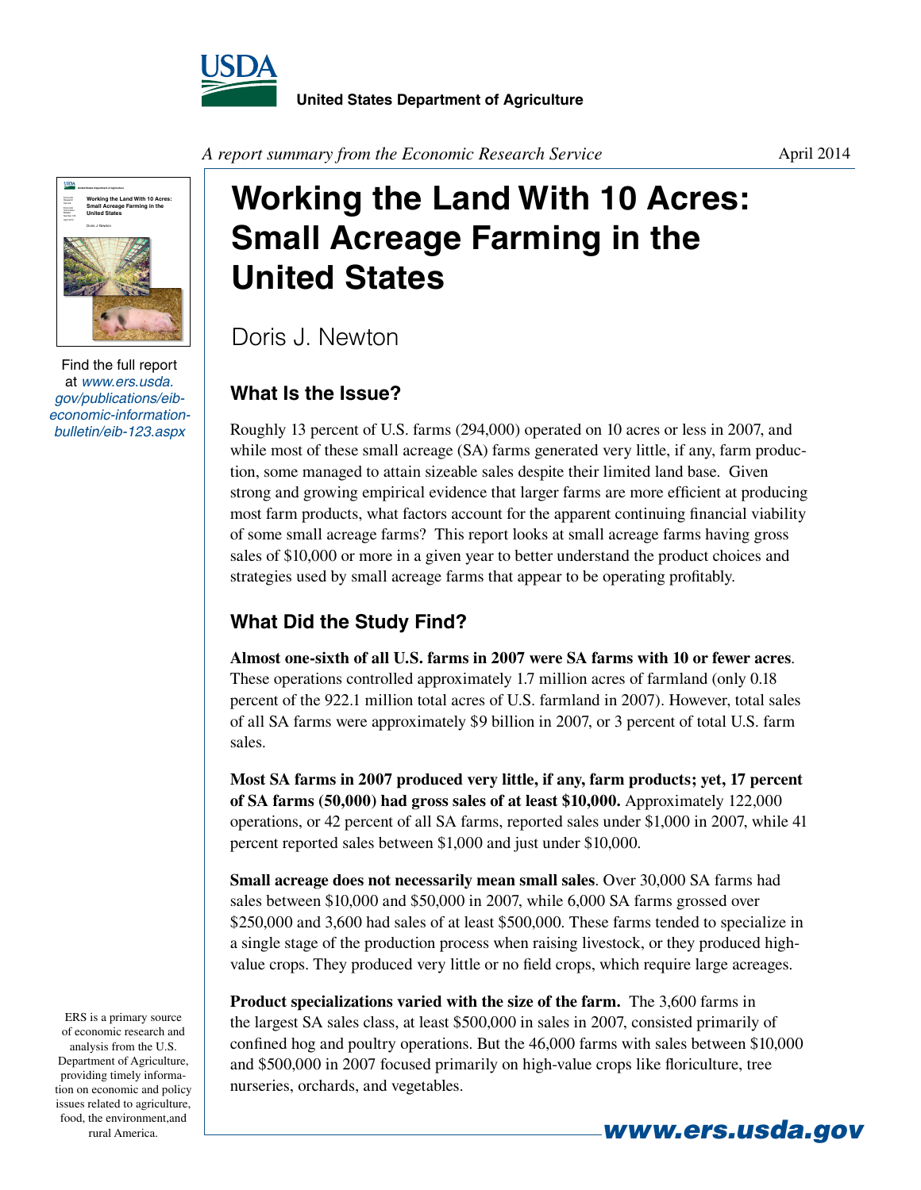United States Department of Agriculture

*A report summary from the Economic Research Service*

April 2014

# Working the Land With 10 Acres: Small Acreage Farming in the United States

Doris J. Newton

Find the full report at *www.ers.usda.gov/publications/eib-economic-information-bulletin/eib-123.aspx*

## What Is the Issue?

Roughly 13 percent of U.S. farms (294,000) operated on 10 acres or less in 2007, and while most of these small acreage (SA) farms generated very little, if any, farm production, some managed to attain sizeable sales despite their limited land base. Given strong and growing empirical evidence that larger farms are more efficient at producing most farm products, what factors account for the apparent continuing financial viability of some small acreage farms? This report looks at small acreage farms having gross sales of $10,000 or more in a given year to better understand the product choices and strategies used by small acreage farms that appear to be operating profitably.

## What Did the Study Find?

**Almost one-sixth of all U.S. farms in 2007 were SA farms with 10 or fewer acres**. These operations controlled approximately 1.7 million acres of farmland (only 0.18 percent of the 922.1 million total acres of U.S. farmland in 2007). However, total sales of all SA farms were approximately $9 billion in 2007, or 3 percent of total U.S. farm sales.

**Most SA farms in 2007 produced very little, if any, farm products; yet, 17 percent of SA farms (50,000) had gross sales of at least $10,000.** Approximately 122,000 operations, or 42 percent of all SA farms, reported sales under $1,000 in 2007, while 41 percent reported sales between $1,000 and just under $10,000.

**Small acreage does not necessarily mean small sales**. Over 30,000 SA farms had sales between $10,000 and $50,000 in 2007, while 6,000 SA farms grossed over $250,000 and 3,600 had sales of at least $500,000. These farms tended to specialize in a single stage of the production process when raising livestock, or they produced high-value crops. They produced very little or no field crops, which require large acreages.

**Product specializations varied with the size of the farm.** The 3,600 farms in the largest SA sales class, at least $500,000 in sales in 2007, consisted primarily of confined hog and poultry operations. But the 46,000 farms with sales between $10,000 and $500,000 in 2007 focused primarily on high-value crops like floriculture, tree nurseries, orchards, and vegetables.

ERS is a primary source of economic research and analysis from the U.S. Department of Agriculture, providing timely information on economic and policy issues related to agriculture, food, the environment,and rural America.

www.ers.usda.gov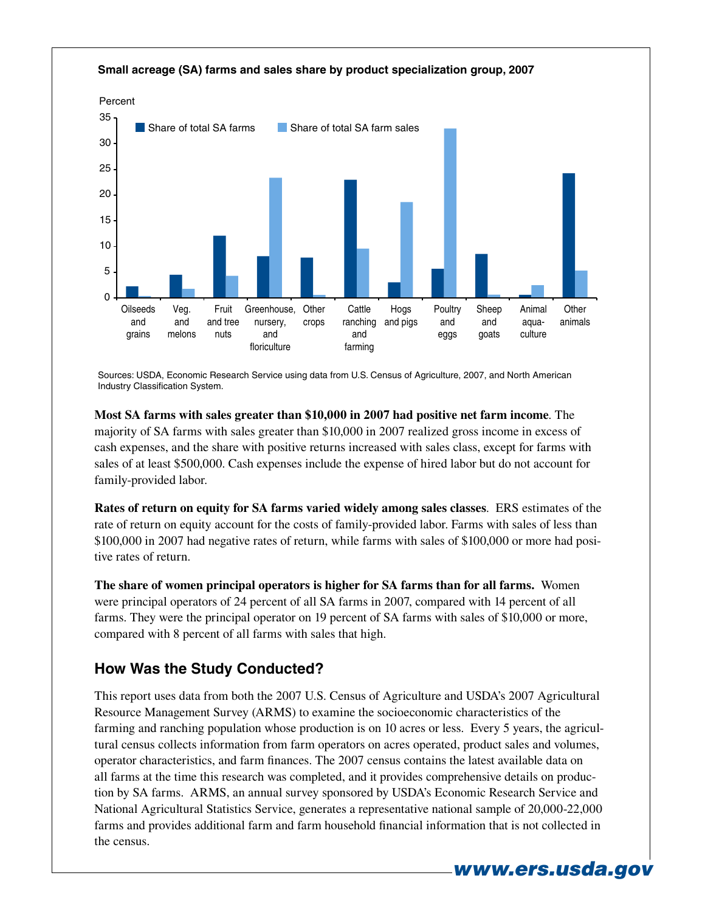**Small acreage (SA) farms and sales share by product specialization group, 2007**

Percent

35
30
25
20
15
10
5
0

Share of total SA farms
Share of total SA farm sales

Oilseeds and grains
Veg. and melons
Fruit and tree nuts
Greenhouse, nursery, and floriculture
Other crops
Cattle ranching and farming
Hogs and pigs
Poultry and eggs
Sheep and goats
Animal aqua-culture
Other animals

Sources: USDA, Economic Research Service using data from U.S. Census of Agriculture, 2007, and North American Industry Classification System.

**Most SA farms with sales greater than $10,000 in 2007 had positive net farm income**. The majority of SA farms with sales greater than $10,000 in 2007 realized gross income in excess of cash expenses, and the share with positive returns increased with sales class, except for farms with sales of at least $500,000. Cash expenses include the expense of hired labor but do not account for family-provided labor.

**Rates of return on equity for SA farms varied widely among sales classes**. ERS estimates of the rate of return on equity account for the costs of family-provided labor. Farms with sales of less than $100,000 in 2007 had negative rates of return, while farms with sales of $100,000 or more had positive rates of return.

**The share of women principal operators is higher for SA farms than for all farms.** Women were principal operators of 24 percent of all SA farms in 2007, compared with 14 percent of all farms. They were the principal operator on 19 percent of SA farms with sales of $10,000 or more, compared with 8 percent of all farms with sales that high.

## How Was the Study Conducted?

This report uses data from both the 2007 U.S. Census of Agriculture and USDA's 2007 Agricultural Resource Management Survey (ARMS) to examine the socioeconomic characteristics of the farming and ranching population whose production is on 10 acres or less. Every 5 years, the agricultural census collects information from farm operators on acres operated, product sales and volumes, operator characteristics, and farm finances. The 2007 census contains the latest available data on all farms at the time this research was completed, and it provides comprehensive details on production by SA farms. ARMS, an annual survey sponsored by USDA's Economic Research Service and National Agricultural Statistics Service, generates a representative national sample of 20,000-22,000 farms and provides additional farm and farm household financial information that is not collected in the census.